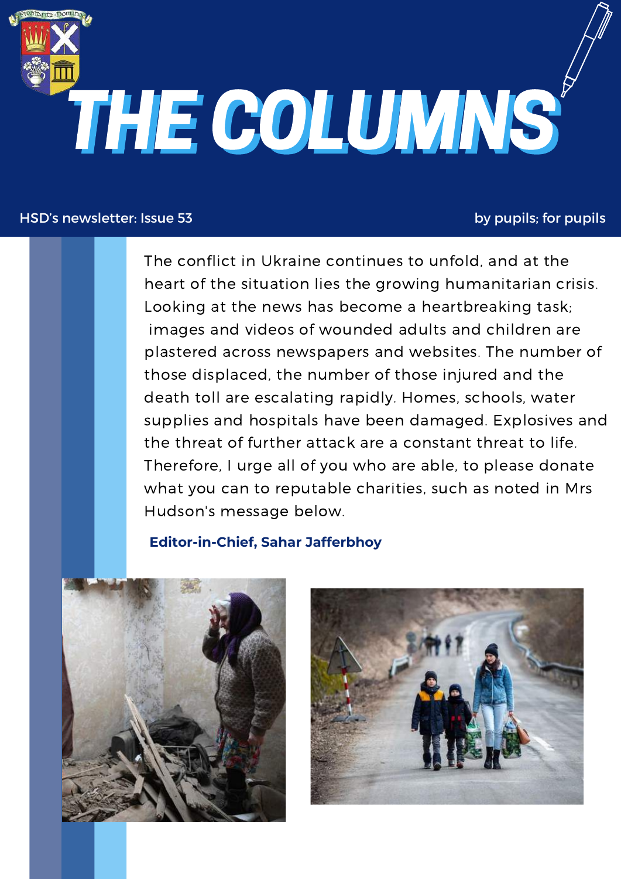# THE COLUMNS

HSD's newsletter: Issue 53

by pupils; for pupils

The conflict in Ukraine continues to unfold, and at the heart of the situation lies the growing humanitarian crisis. Looking at the news has become a heartbreaking task; images and videos of wounded adults and children are plastered across newspapers and websites. The number of those displaced, the number of those injured and the death toll are escalating rapidly. Homes, schools, water supplies and hospitals have been damaged. Explosives and the threat of further attack are a constant threat to life. Therefore, I urge all of you who are able, to please donate what you can to reputable charities, such as noted in Mrs Hudson's message below.

**Editor-in-Chief, Sahar Jafferbhoy**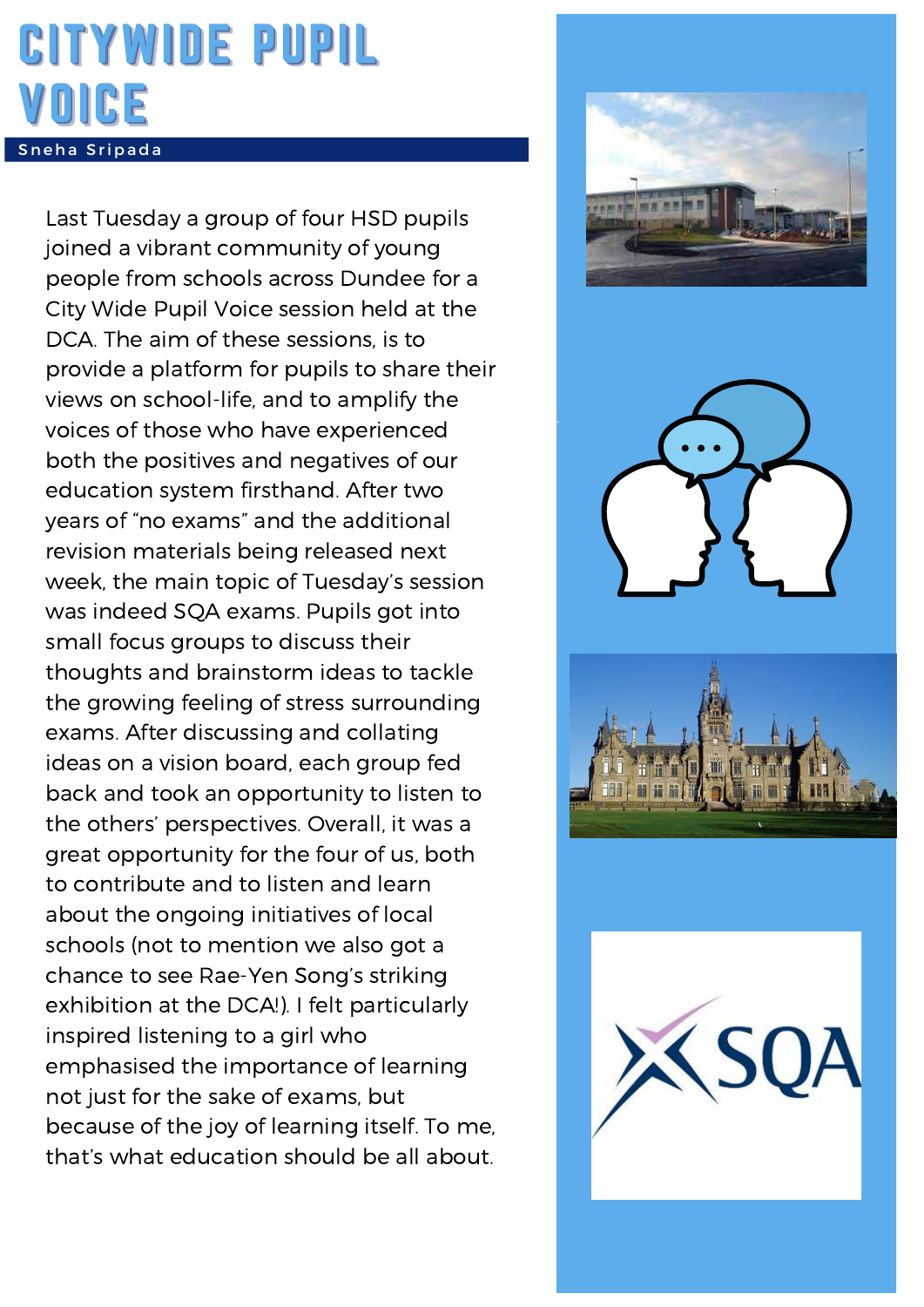# CITYWIDE PUPIL VOICE

Sneha Sripada

Last Tuesday a group of four HSD pupils joined a vibrant community of young people from schools across Dundee for a City Wide Pupil Voice session held at the DCA. The aim of these sessions, is to provide a platform for pupils to share their views on school-life, and to amplify the voices of those who have experienced both the positives and negatives of our education system firsthand. After two years of "no exams" and the additional revision materials being released next week, the main topic of Tuesday's session was indeed SQA exams. Pupils got into small focus groups to discuss their thoughts and brainstorm ideas to tackle the growing feeling of stress surrounding exams. After discussing and collating ideas on a vision board, each group fed back and took an opportunity to listen to the others' perspectives. Overall, it was a great opportunity for the four of us, both to contribute and to listen and learn about the ongoing initiatives of local schools (not to mention we also got a chance to see Rae-Yen Song's striking exhibition at the DCA!). I felt particularly inspired listening to a girl who emphasised the importance of learning not just for the sake of exams, but because of the joy of learning itself. To me, that's what education should be all about.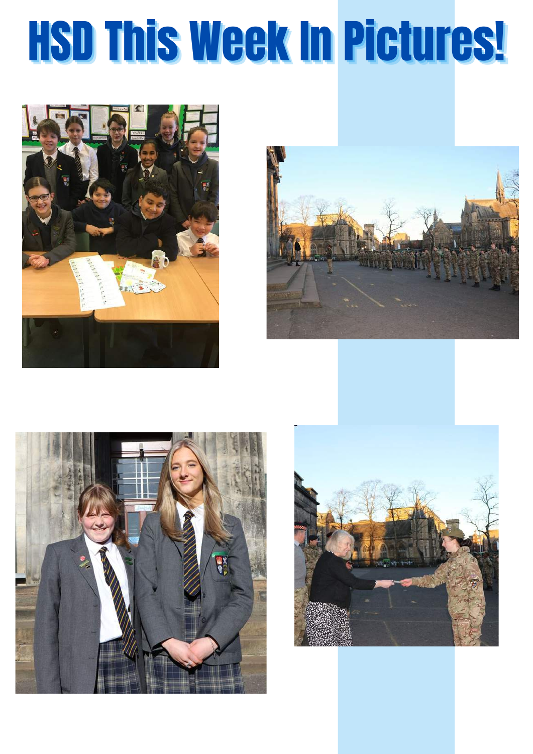# HSD This Week In Pictures!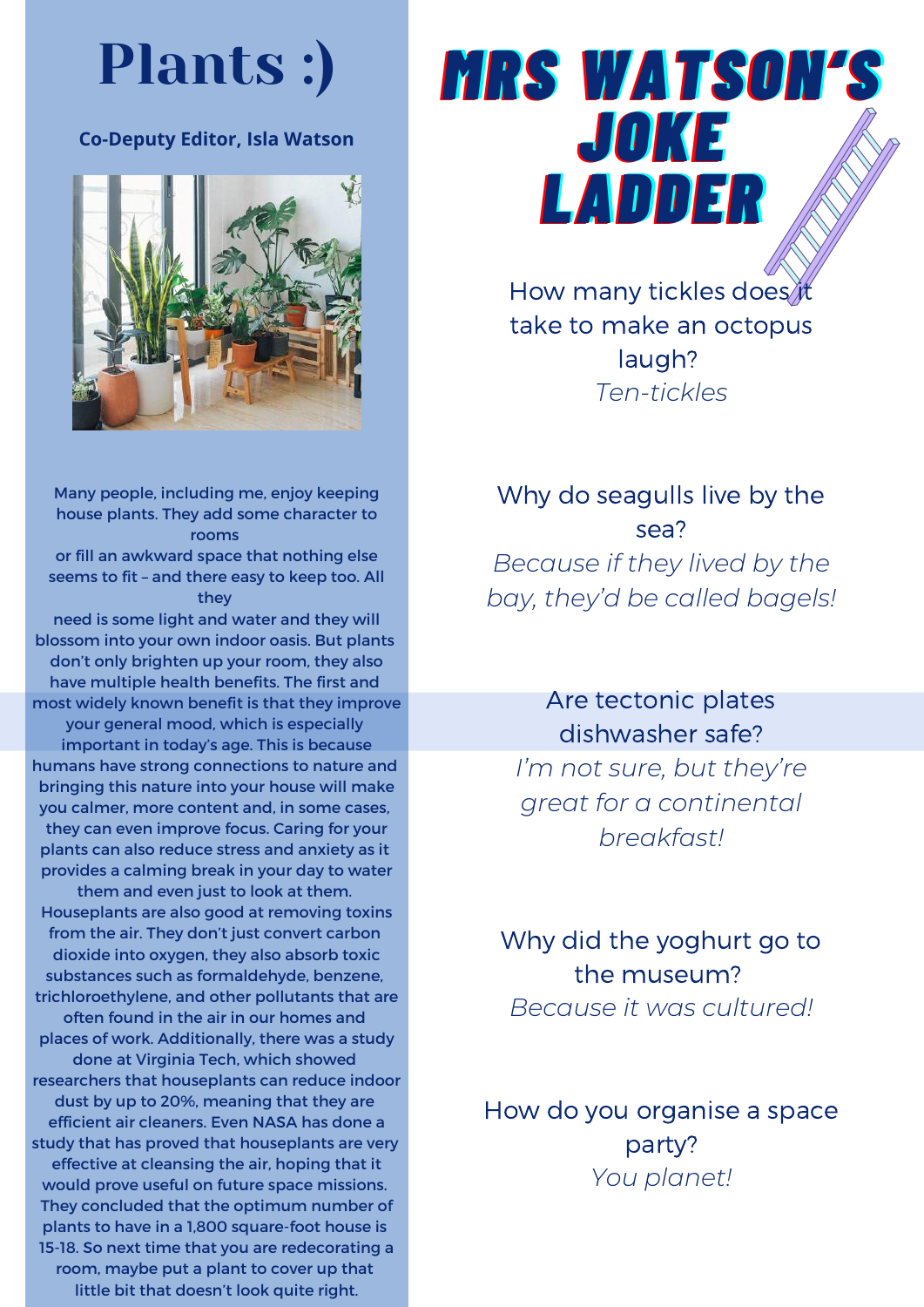# Plants :)

**Co-Deputy Editor, Isla Watson**

Many people, including me, enjoy keeping house plants. They add some character to rooms or fill an awkward space that nothing else seems to fit – and there easy to keep too. All they need is some light and water and they will blossom into your own indoor oasis. But plants don't only brighten up your room, they also have multiple health benefits. The first and most widely known benefit is that they improve your general mood, which is especially important in today's age. This is because humans have strong connections to nature and bringing this nature into your house will make you calmer, more content and, in some cases, they can even improve focus. Caring for your plants can also reduce stress and anxiety as it provides a calming break in your day to water them and even just to look at them. Houseplants are also good at removing toxins from the air. They don't just convert carbon dioxide into oxygen, they also absorb toxic substances such as formaldehyde, benzene, trichloroethylene, and other pollutants that are often found in the air in our homes and places of work. Additionally, there was a study done at Virginia Tech, which showed researchers that houseplants can reduce indoor dust by up to 20%, meaning that they are efficient air cleaners. Even NASA has done a study that has proved that houseplants are very effective at cleansing the air, hoping that it would prove useful on future space missions. They concluded that the optimum number of plants to have in a 1,800 square-foot house is 15-18. So next time that you are redecorating a room, maybe put a plant to cover up that little bit that doesn't look quite right.

# Mrs Watson's Joke Ladder

How many tickles does it take to make an octopus laugh?
*Ten-tickles*

Why do seagulls live by the sea?
*Because if they lived by the bay, they'd be called bagels!*

Are tectonic plates dishwasher safe?
*I'm not sure, but they're great for a continental breakfast!*

Why did the yoghurt go to the museum?
*Because it was cultured!*

How do you organise a space party?
*You planet!*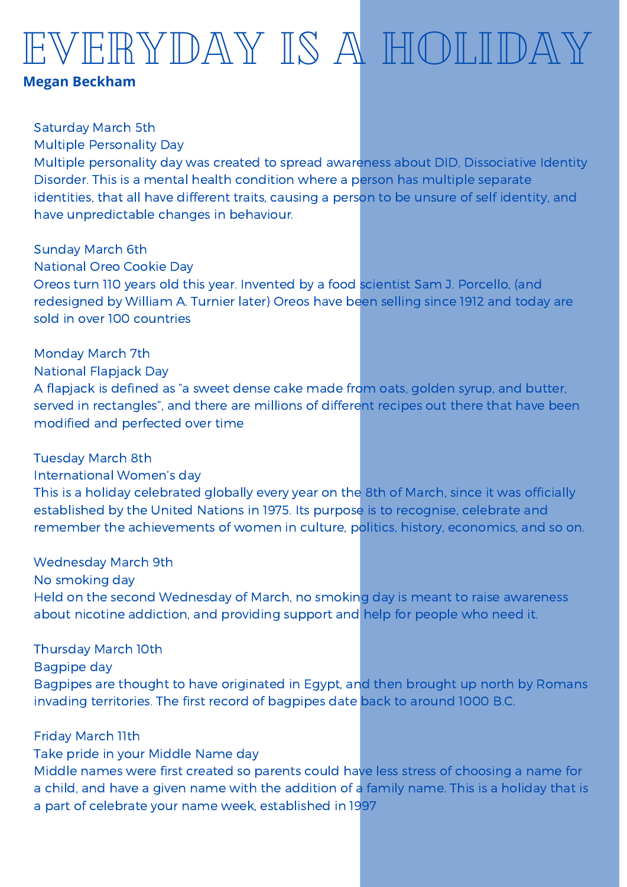# EVERYDAY IS A HOLIDAY

**Megan Beckham**

Saturday March 5th
Multiple Personality Day
Multiple personality day was created to spread awareness about DID, Dissociative Identity Disorder. This is a mental health condition where a person has multiple separate identities, that all have different traits, causing a person to be unsure of self identity, and have unpredictable changes in behaviour.

Sunday March 6th
National Oreo Cookie Day
Oreos turn 110 years old this year. Invented by a food scientist Sam J. Porcello, (and redesigned by William A. Turnier later) Oreos have been selling since 1912 and today are sold in over 100 countries

Monday March 7th
National Flapjack Day
A flapjack is defined as "a sweet dense cake made from oats, golden syrup, and butter, served in rectangles", and there are millions of different recipes out there that have been modified and perfected over time

Tuesday March 8th
International Women's day
This is a holiday celebrated globally every year on the 8th of March, since it was officially established by the United Nations in 1975. Its purpose is to recognise, celebrate and remember the achievements of women in culture, politics, history, economics, and so on.

Wednesday March 9th
No smoking day
Held on the second Wednesday of March, no smoking day is meant to raise awareness about nicotine addiction, and providing support and help for people who need it.

Thursday March 10th
Bagpipe day
Bagpipes are thought to have originated in Egypt, and then brought up north by Romans invading territories. The first record of bagpipes date back to around 1000 B.C.

Friday March 11th
Take pride in your Middle Name day
Middle names were first created so parents could have less stress of choosing a name for a child, and have a given name with the addition of a family name. This is a holiday that is a part of celebrate your name week, established in 1997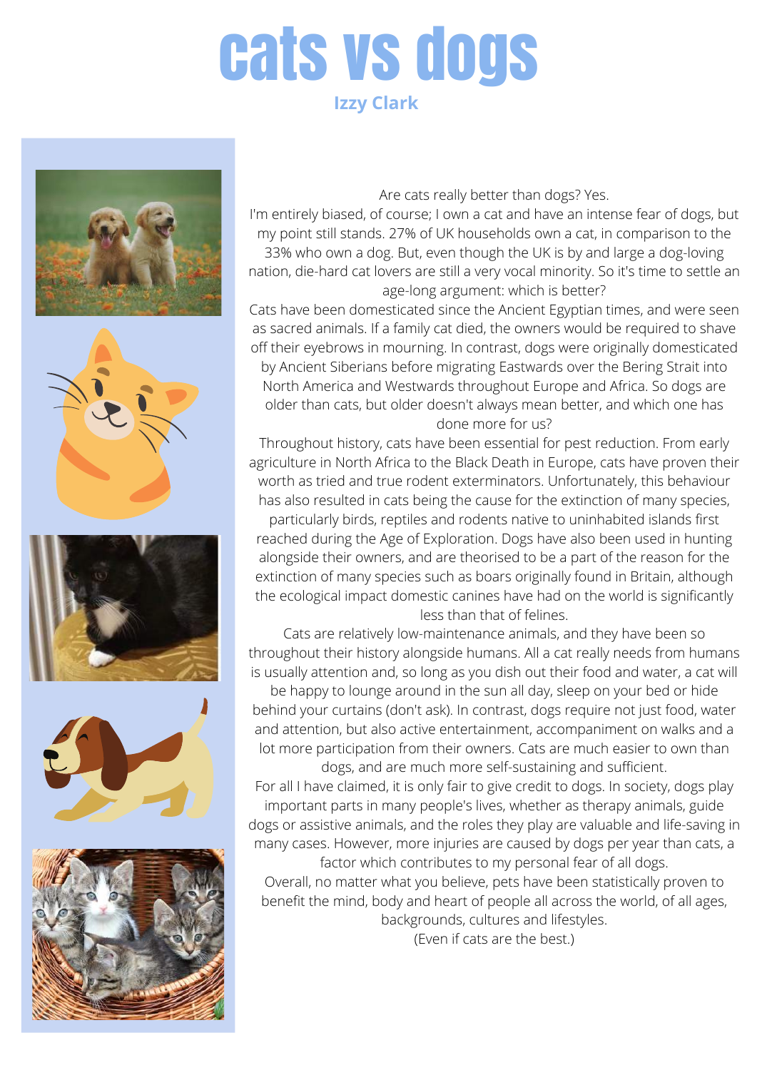# cats vs dogs

**Izzy Clark**

Are cats really better than dogs? Yes.

I'm entirely biased, of course; I own a cat and have an intense fear of dogs, but my point still stands. 27% of UK households own a cat, in comparison to the 33% who own a dog. But, even though the UK is by and large a dog-loving nation, die-hard cat lovers are still a very vocal minority. So it's time to settle an age-long argument: which is better?

Cats have been domesticated since the Ancient Egyptian times, and were seen as sacred animals. If a family cat died, the owners would be required to shave off their eyebrows in mourning. In contrast, dogs were originally domesticated by Ancient Siberians before migrating Eastwards over the Bering Strait into North America and Westwards throughout Europe and Africa. So dogs are older than cats, but older doesn't always mean better, and which one has done more for us?

Throughout history, cats have been essential for pest reduction. From early agriculture in North Africa to the Black Death in Europe, cats have proven their worth as tried and true rodent exterminators. Unfortunately, this behaviour has also resulted in cats being the cause for the extinction of many species, particularly birds, reptiles and rodents native to uninhabited islands first reached during the Age of Exploration. Dogs have also been used in hunting alongside their owners, and are theorised to be a part of the reason for the extinction of many species such as boars originally found in Britain, although the ecological impact domestic canines have had on the world is significantly less than that of felines.

Cats are relatively low-maintenance animals, and they have been so throughout their history alongside humans. All a cat really needs from humans is usually attention and, so long as you dish out their food and water, a cat will be happy to lounge around in the sun all day, sleep on your bed or hide behind your curtains (don't ask). In contrast, dogs require not just food, water and attention, but also active entertainment, accompaniment on walks and a lot more participation from their owners. Cats are much easier to own than dogs, and are much more self-sustaining and sufficient.

For all I have claimed, it is only fair to give credit to dogs. In society, dogs play important parts in many people's lives, whether as therapy animals, guide dogs or assistive animals, and the roles they play are valuable and life-saving in many cases. However, more injuries are caused by dogs per year than cats, a factor which contributes to my personal fear of all dogs.

Overall, no matter what you believe, pets have been statistically proven to benefit the mind, body and heart of people all across the world, of all ages, backgrounds, cultures and lifestyles.

(Even if cats are the best.)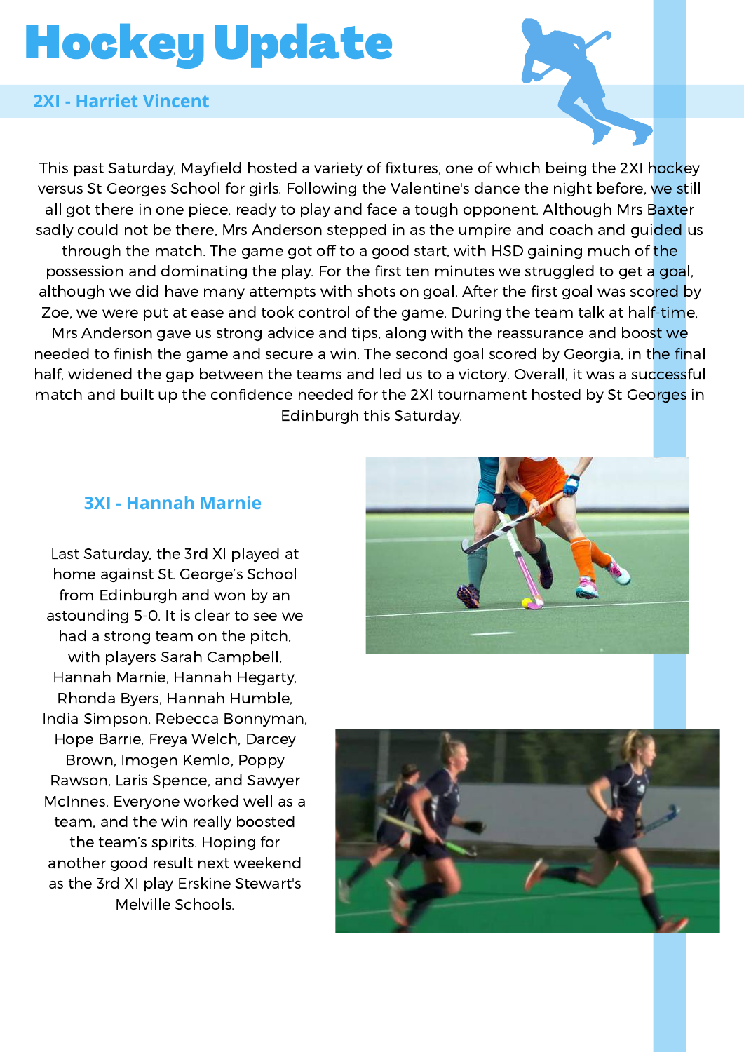# Hockey Update

## 2XI - Harriet Vincent

This past Saturday, Mayfield hosted a variety of fixtures, one of which being the 2XI hockey versus St Georges School for girls. Following the Valentine's dance the night before, we still all got there in one piece, ready to play and face a tough opponent. Although Mrs Baxter sadly could not be there, Mrs Anderson stepped in as the umpire and coach and guided us through the match. The game got off to a good start, with HSD gaining much of the possession and dominating the play. For the first ten minutes we struggled to get a goal, although we did have many attempts with shots on goal. After the first goal was scored by Zoe, we were put at ease and took control of the game. During the team talk at half-time, Mrs Anderson gave us strong advice and tips, along with the reassurance and boost we needed to finish the game and secure a win. The second goal scored by Georgia, in the final half, widened the gap between the teams and led us to a victory. Overall, it was a successful match and built up the confidence needed for the 2XI tournament hosted by St Georges in Edinburgh this Saturday.

## 3XI - Hannah Marnie

Last Saturday, the 3rd XI played at home against St. George's School from Edinburgh and won by an astounding 5-0. It is clear to see we had a strong team on the pitch, with players Sarah Campbell, Hannah Marnie, Hannah Hegarty, Rhonda Byers, Hannah Humble, India Simpson, Rebecca Bonnyman, Hope Barrie, Freya Welch, Darcey Brown, Imogen Kemlo, Poppy Rawson, Laris Spence, and Sawyer McInnes. Everyone worked well as a team, and the win really boosted the team's spirits. Hoping for another good result next weekend as the 3rd XI play Erskine Stewart's Melville Schools.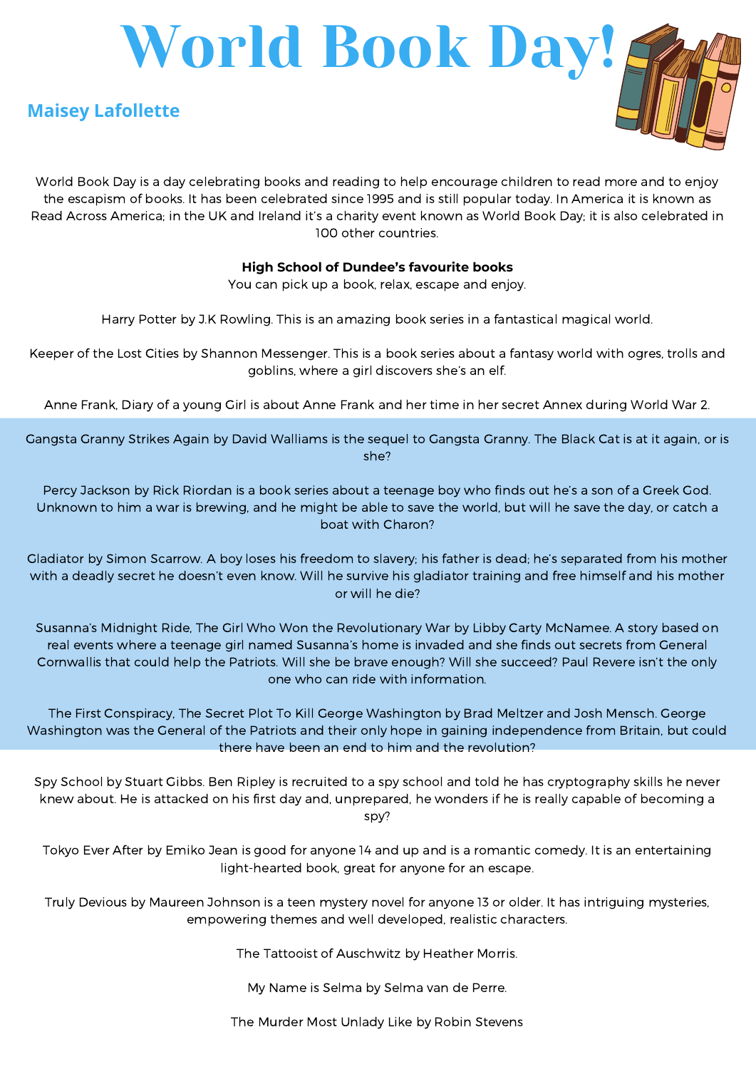# World Book Day!

**Maisey Lafollette**

World Book Day is a day celebrating books and reading to help encourage children to read more and to enjoy the escapism of books. It has been celebrated since 1995 and is still popular today. In America it is known as Read Across America; in the UK and Ireland it's a charity event known as World Book Day; it is also celebrated in 100 other countries.

**High School of Dundee's favourite books**

You can pick up a book, relax, escape and enjoy.

Harry Potter by J.K Rowling. This is an amazing book series in a fantastical magical world.

Keeper of the Lost Cities by Shannon Messenger. This is a book series about a fantasy world with ogres, trolls and goblins, where a girl discovers she's an elf.

Anne Frank, Diary of a young Girl is about Anne Frank and her time in her secret Annex during World War 2.

Gangsta Granny Strikes Again by David Walliams is the sequel to Gangsta Granny. The Black Cat is at it again, or is she?

Percy Jackson by Rick Riordan is a book series about a teenage boy who finds out he's a son of a Greek God. Unknown to him a war is brewing, and he might be able to save the world, but will he save the day, or catch a boat with Charon?

Gladiator by Simon Scarrow. A boy loses his freedom to slavery; his father is dead; he's separated from his mother with a deadly secret he doesn't even know. Will he survive his gladiator training and free himself and his mother or will he die?

Susanna's Midnight Ride, The Girl Who Won the Revolutionary War by Libby Carty McNamee. A story based on real events where a teenage girl named Susanna's home is invaded and she finds out secrets from General Cornwallis that could help the Patriots. Will she be brave enough? Will she succeed? Paul Revere isn't the only one who can ride with information.

The First Conspiracy, The Secret Plot To Kill George Washington by Brad Meltzer and Josh Mensch. George Washington was the General of the Patriots and their only hope in gaining independence from Britain, but could there have been an end to him and the revolution?

Spy School by Stuart Gibbs. Ben Ripley is recruited to a spy school and told he has cryptography skills he never knew about. He is attacked on his first day and, unprepared, he wonders if he is really capable of becoming a spy?

Tokyo Ever After by Emiko Jean is good for anyone 14 and up and is a romantic comedy. It is an entertaining light-hearted book, great for anyone for an escape.

Truly Devious by Maureen Johnson is a teen mystery novel for anyone 13 or older. It has intriguing mysteries, empowering themes and well developed, realistic characters.

The Tattooist of Auschwitz by Heather Morris.

My Name is Selma by Selma van de Perre.

The Murder Most Unlady Like by Robin Stevens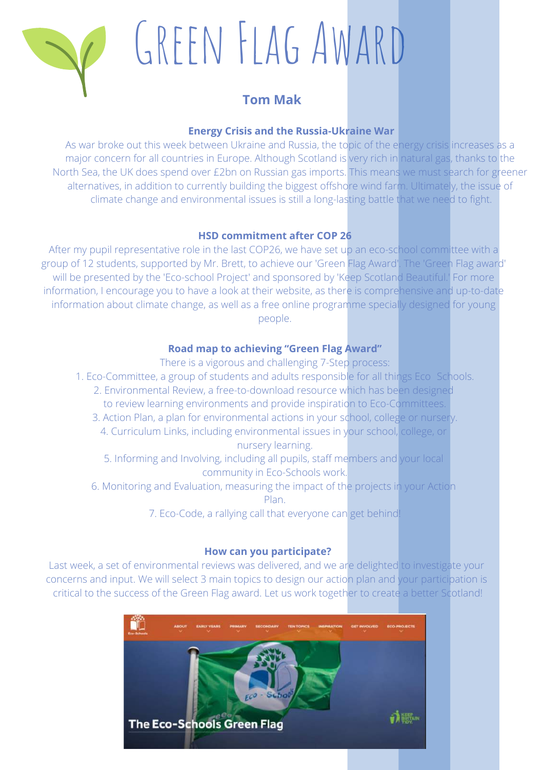# Green Flag Award

## Tom Mak

### Energy Crisis and the Russia-Ukraine War

As war broke out this week between Ukraine and Russia, the topic of the energy crisis increases as a major concern for all countries in Europe. Although Scotland is very rich in natural gas, thanks to the North Sea, the UK does spend over £2bn on Russian gas imports. This means we must search for greener alternatives, in addition to currently building the biggest offshore wind farm. Ultimately, the issue of climate change and environmental issues is still a long-lasting battle that we need to fight.

### HSD commitment after COP 26

After my pupil representative role in the last COP26, we have set up an eco-school committee with a group of 12 students, supported by Mr. Brett, to achieve our 'Green Flag Award'. The 'Green Flag award' will be presented by the 'Eco-school Project' and sponsored by 'Keep Scotland Beautiful.' For more information, I encourage you to have a look at their website, as there is comprehensive and up-to-date information about climate change, as well as a free online programme specially designed for young people.

### Road map to achieving "Green Flag Award"

There is a vigorous and challenging 7-Step process:

1. Eco-Committee, a group of students and adults responsible for all things Eco Schools.
2. Environmental Review, a free-to-download resource which has been designed to review learning environments and provide inspiration to Eco-Committees.
3. Action Plan, a plan for environmental actions in your school, college or nursery.
4. Curriculum Links, including environmental issues in your school, college, or nursery learning.
5. Informing and Involving, including all pupils, staff members and your local community in Eco-Schools work.
6. Monitoring and Evaluation, measuring the impact of the projects in your Action Plan.
7. Eco-Code, a rallying call that everyone can get behind!

### How can you participate?

Last week, a set of environmental reviews was delivered, and we are delighted to investigate your concerns and input. We will select 3 main topics to design our action plan and your participation is critical to the success of the Green Flag award. Let us work together to create a better Scotland!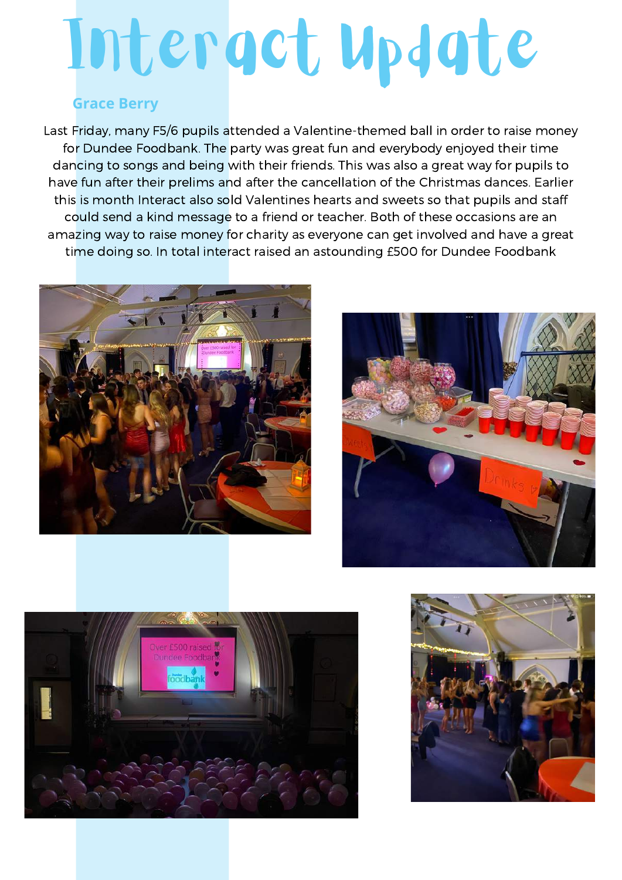# Interact Update

**Grace Berry**

Last Friday, many F5/6 pupils attended a Valentine-themed ball in order to raise money for Dundee Foodbank. The party was great fun and everybody enjoyed their time dancing to songs and being with their friends. This was also a great way for pupils to have fun after their prelims and after the cancellation of the Christmas dances. Earlier this is month Interact also sold Valentines hearts and sweets so that pupils and staff could send a kind message to a friend or teacher. Both of these occasions are an amazing way to raise money for charity as everyone can get involved and have a great time doing so. In total interact raised an astounding £500 for Dundee Foodbank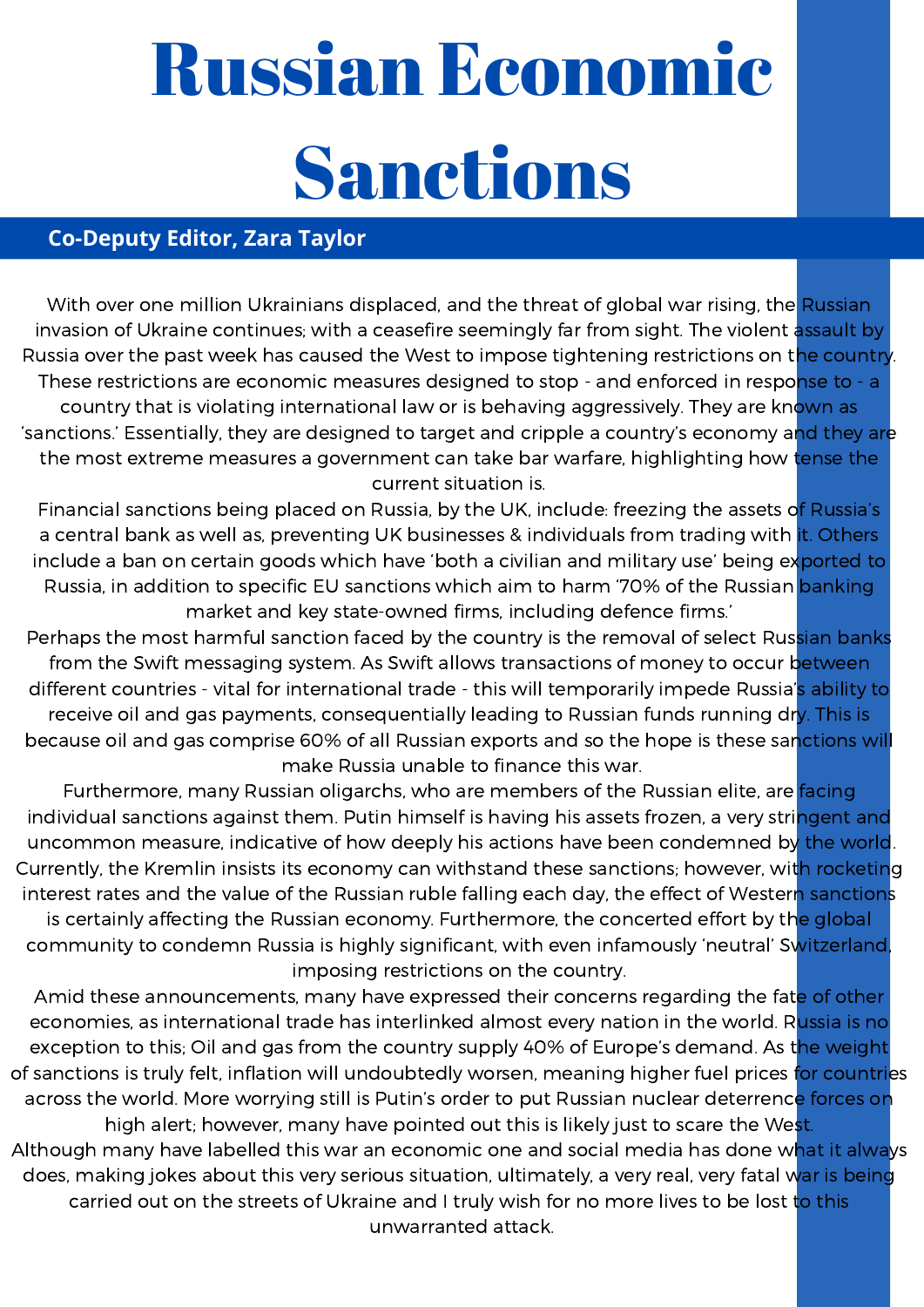# Russian Economic Sanctions

**Co-Deputy Editor, Zara Taylor**

With over one million Ukrainians displaced, and the threat of global war rising, the Russian invasion of Ukraine continues; with a ceasefire seemingly far from sight. The violent assault by Russia over the past week has caused the West to impose tightening restrictions on the country. These restrictions are economic measures designed to stop - and enforced in response to - a country that is violating international law or is behaving aggressively. They are known as 'sanctions.' Essentially, they are designed to target and cripple a country's economy and they are the most extreme measures a government can take bar warfare, highlighting how tense the current situation is.

Financial sanctions being placed on Russia, by the UK, include: freezing the assets of Russia's a central bank as well as, preventing UK businesses & individuals from trading with it. Others include a ban on certain goods which have 'both a civilian and military use' being exported to Russia, in addition to specific EU sanctions which aim to harm '70% of the Russian banking market and key state-owned firms, including defence firms.'

Perhaps the most harmful sanction faced by the country is the removal of select Russian banks from the Swift messaging system. As Swift allows transactions of money to occur between different countries - vital for international trade - this will temporarily impede Russia's ability to receive oil and gas payments, consequentially leading to Russian funds running dry. This is because oil and gas comprise 60% of all Russian exports and so the hope is these sanctions will make Russia unable to finance this war.

Furthermore, many Russian oligarchs, who are members of the Russian elite, are facing individual sanctions against them. Putin himself is having his assets frozen, a very stringent and uncommon measure, indicative of how deeply his actions have been condemned by the world. Currently, the Kremlin insists its economy can withstand these sanctions; however, with rocketing interest rates and the value of the Russian ruble falling each day, the effect of Western sanctions is certainly affecting the Russian economy. Furthermore, the concerted effort by the global community to condemn Russia is highly significant, with even infamously 'neutral' Switzerland, imposing restrictions on the country.

Amid these announcements, many have expressed their concerns regarding the fate of other economies, as international trade has interlinked almost every nation in the world. Russia is no exception to this; Oil and gas from the country supply 40% of Europe's demand. As the weight of sanctions is truly felt, inflation will undoubtedly worsen, meaning higher fuel prices for countries across the world. More worrying still is Putin's order to put Russian nuclear deterrence forces on high alert; however, many have pointed out this is likely just to scare the West.

Although many have labelled this war an economic one and social media has done what it always does, making jokes about this very serious situation, ultimately, a very real, very fatal war is being carried out on the streets of Ukraine and I truly wish for no more lives to be lost to this unwarranted attack.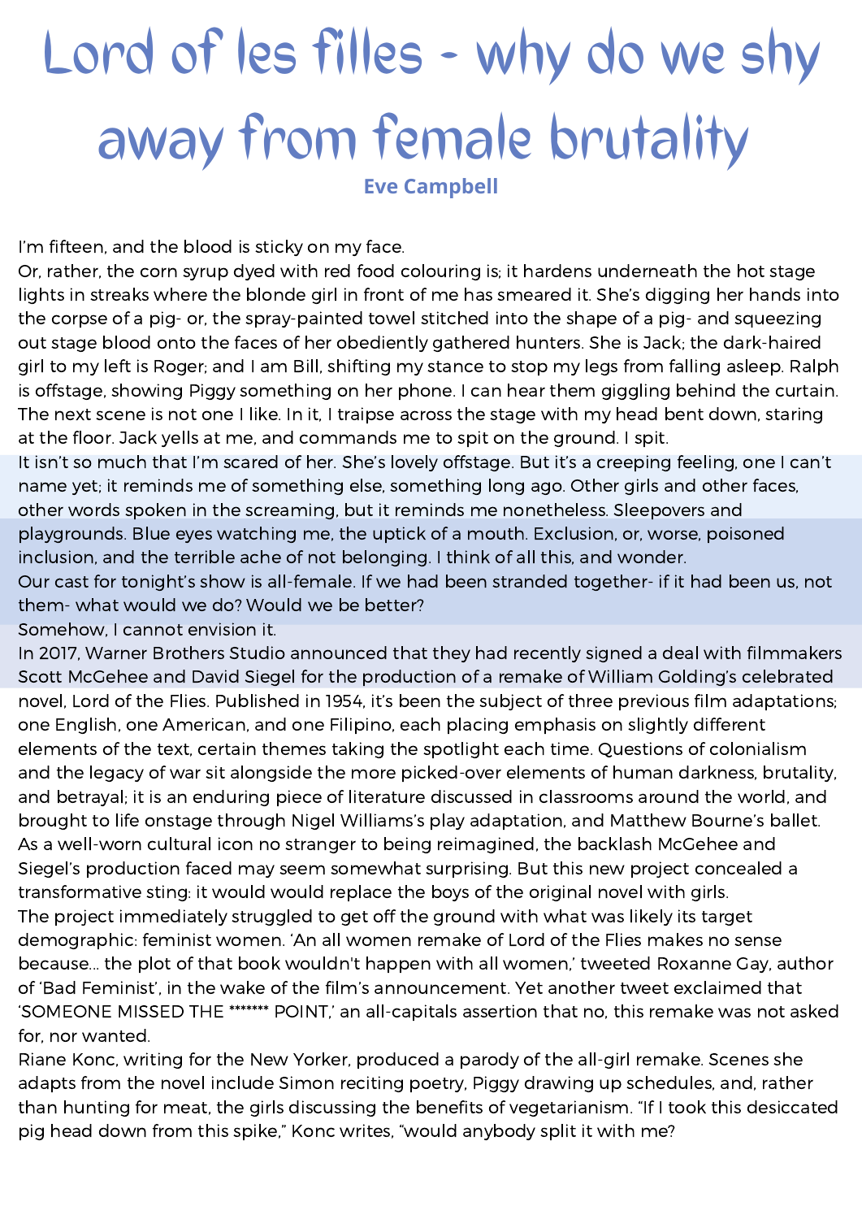# Lord of les filles - why do we shy away from female brutality

**Eve Campbell**

I'm fifteen, and the blood is sticky on my face.

Or, rather, the corn syrup dyed with red food colouring is; it hardens underneath the hot stage lights in streaks where the blonde girl in front of me has smeared it. She's digging her hands into the corpse of a pig- or, the spray-painted towel stitched into the shape of a pig- and squeezing out stage blood onto the faces of her obediently gathered hunters. She is Jack; the dark-haired girl to my left is Roger; and I am Bill, shifting my stance to stop my legs from falling asleep. Ralph is offstage, showing Piggy something on her phone. I can hear them giggling behind the curtain. The next scene is not one I like. In it, I traipse across the stage with my head bent down, staring at the floor. Jack yells at me, and commands me to spit on the ground. I spit.

It isn't so much that I'm scared of her. She's lovely offstage. But it's a creeping feeling, one I can't name yet; it reminds me of something else, something long ago. Other girls and other faces, other words spoken in the screaming, but it reminds me nonetheless. Sleepovers and playgrounds. Blue eyes watching me, the uptick of a mouth. Exclusion, or, worse, poisoned inclusion, and the terrible ache of not belonging. I think of all this, and wonder.

Our cast for tonight's show is all-female. If we had been stranded together- if it had been us, not them- what would we do? Would we be better?

Somehow, I cannot envision it.

In 2017, Warner Brothers Studio announced that they had recently signed a deal with filmmakers Scott McGehee and David Siegel for the production of a remake of William Golding's celebrated novel, Lord of the Flies. Published in 1954, it's been the subject of three previous film adaptations; one English, one American, and one Filipino, each placing emphasis on slightly different elements of the text, certain themes taking the spotlight each time. Questions of colonialism and the legacy of war sit alongside the more picked-over elements of human darkness, brutality, and betrayal; it is an enduring piece of literature discussed in classrooms around the world, and brought to life onstage through Nigel Williams's play adaptation, and Matthew Bourne's ballet.

As a well-worn cultural icon no stranger to being reimagined, the backlash McGehee and Siegel's production faced may seem somewhat surprising. But this new project concealed a transformative sting: it would would replace the boys of the original novel with girls.

The project immediately struggled to get off the ground with what was likely its target demographic: feminist women. 'An all women remake of Lord of the Flies makes no sense because... the plot of that book wouldn't happen with all women,' tweeted Roxanne Gay, author of 'Bad Feminist', in the wake of the film's announcement. Yet another tweet exclaimed that 'SOMEONE MISSED THE ******* POINT,' an all-capitals assertion that no, this remake was not asked for, nor wanted.

Riane Konc, writing for the New Yorker, produced a parody of the all-girl remake. Scenes she adapts from the novel include Simon reciting poetry, Piggy drawing up schedules, and, rather than hunting for meat, the girls discussing the benefits of vegetarianism. "If I took this desiccated pig head down from this spike," Konc writes, "would anybody split it with me?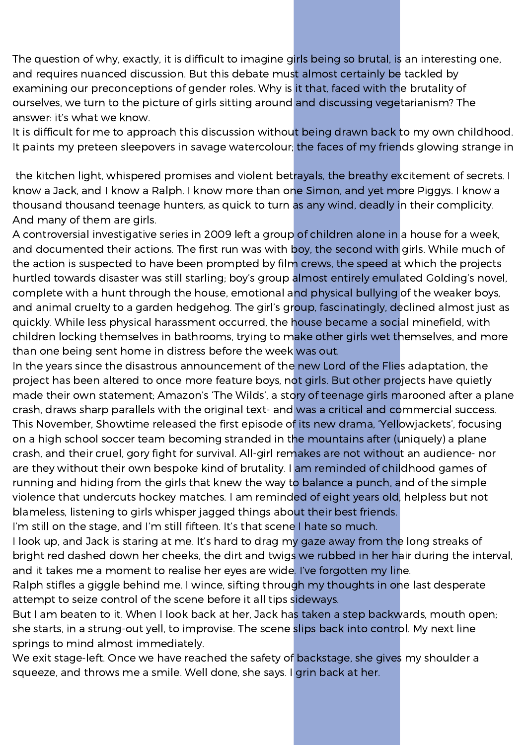The question of why, exactly, it is difficult to imagine girls being so brutal, is an interesting one, and requires nuanced discussion. But this debate must almost certainly be tackled by examining our preconceptions of gender roles. Why is it that, faced with the brutality of ourselves, we turn to the picture of girls sitting around and discussing vegetarianism? The answer: it's what we know.

It is difficult for me to approach this discussion without being drawn back to my own childhood. It paints my preteen sleepovers in savage watercolour; the faces of my friends glowing strange in the kitchen light, whispered promises and violent betrayals, the breathy excitement of secrets. I know a Jack, and I know a Ralph. I know more than one Simon, and yet more Piggys. I know a thousand thousand teenage hunters, as quick to turn as any wind, deadly in their complicity. And many of them are girls.

A controversial investigative series in 2009 left a group of children alone in a house for a week, and documented their actions. The first run was with boy, the second with girls. While much of the action is suspected to have been prompted by film crews, the speed at which the projects hurtled towards disaster was still starling; boy's group almost entirely emulated Golding's novel, complete with a hunt through the house, emotional and physical bullying of the weaker boys, and animal cruelty to a garden hedgehog. The girl's group, fascinatingly, declined almost just as quickly. While less physical harassment occurred, the house became a social minefield, with children locking themselves in bathrooms, trying to make other girls wet themselves, and more than one being sent home in distress before the week was out.

In the years since the disastrous announcement of the new Lord of the Flies adaptation, the project has been altered to once more feature boys, not girls. But other projects have quietly made their own statement; Amazon's 'The Wilds', a story of teenage girls marooned after a plane crash, draws sharp parallels with the original text- and was a critical and commercial success. This November, Showtime released the first episode of its new drama, 'Yellowjackets', focusing on a high school soccer team becoming stranded in the mountains after (uniquely) a plane crash, and their cruel, gory fight for survival. All-girl remakes are not without an audience- nor are they without their own bespoke kind of brutality. I am reminded of childhood games of running and hiding from the girls that knew the way to balance a punch, and of the simple violence that undercuts hockey matches. I am reminded of eight years old, helpless but not blameless, listening to girls whisper jagged things about their best friends.

I'm still on the stage, and I'm still fifteen. It's that scene I hate so much.

I look up, and Jack is staring at me. It's hard to drag my gaze away from the long streaks of bright red dashed down her cheeks, the dirt and twigs we rubbed in her hair during the interval, and it takes me a moment to realise her eyes are wide. I've forgotten my line.

Ralph stifles a giggle behind me. I wince, sifting through my thoughts in one last desperate attempt to seize control of the scene before it all tips sideways.

But I am beaten to it. When I look back at her, Jack has taken a step backwards, mouth open; she starts, in a strung-out yell, to improvise. The scene slips back into control. My next line springs to mind almost immediately.

We exit stage-left. Once we have reached the safety of backstage, she gives my shoulder a squeeze, and throws me a smile. Well done, she says. I grin back at her.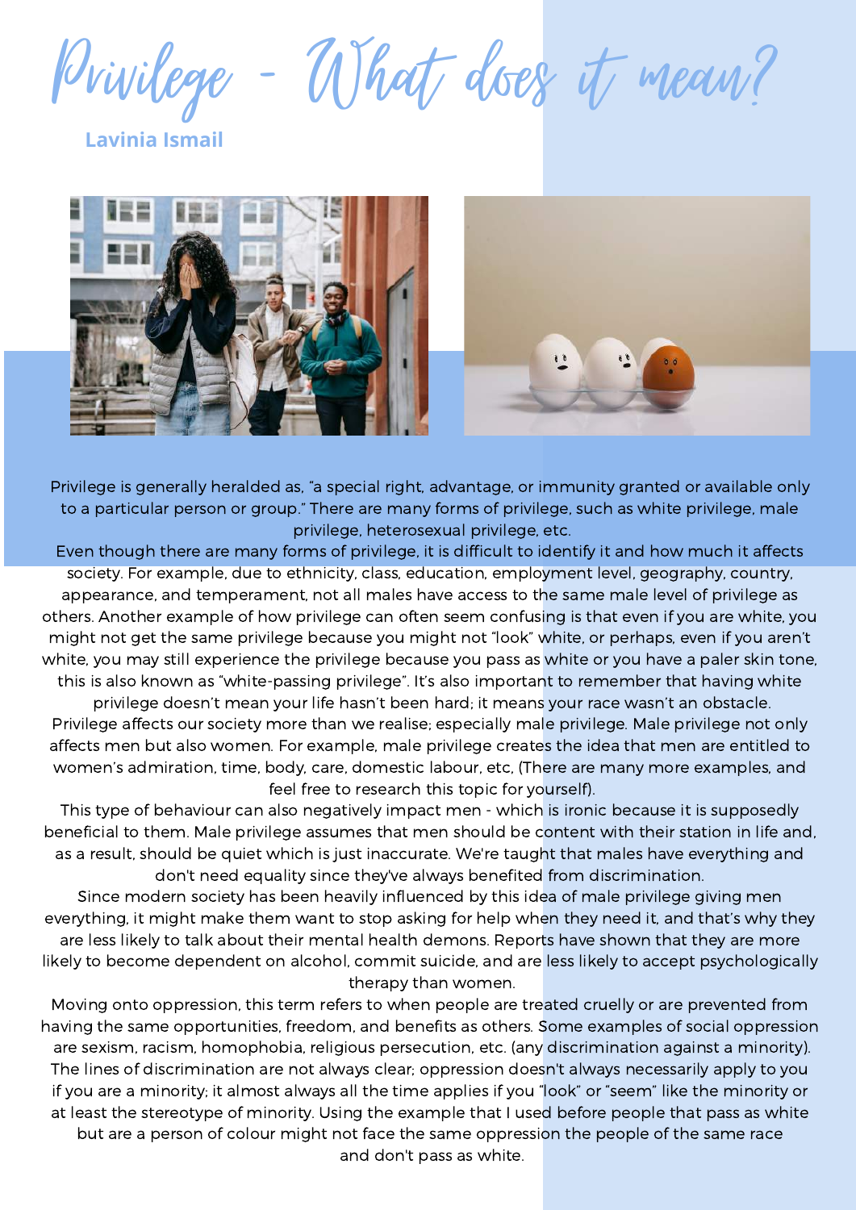# Privilege - What does it mean?

**Lavinia Ismail**

Privilege is generally heralded as, "a special right, advantage, or immunity granted or available only to a particular person or group." There are many forms of privilege, such as white privilege, male privilege, heterosexual privilege, etc.

Even though there are many forms of privilege, it is difficult to identify it and how much it affects society. For example, due to ethnicity, class, education, employment level, geography, country, appearance, and temperament, not all males have access to the same male level of privilege as others. Another example of how privilege can often seem confusing is that even if you are white, you might not get the same privilege because you might not "look" white, or perhaps, even if you aren't white, you may still experience the privilege because you pass as white or you have a paler skin tone, this is also known as "white-passing privilege". It's also important to remember that having white privilege doesn't mean your life hasn't been hard; it means your race wasn't an obstacle.

Privilege affects our society more than we realise; especially male privilege. Male privilege not only affects men but also women. For example, male privilege creates the idea that men are entitled to women's admiration, time, body, care, domestic labour, etc, (There are many more examples, and feel free to research this topic for yourself).

This type of behaviour can also negatively impact men - which is ironic because it is supposedly beneficial to them. Male privilege assumes that men should be content with their station in life and, as a result, should be quiet which is just inaccurate. We're taught that males have everything and don't need equality since they've always benefited from discrimination.

Since modern society has been heavily influenced by this idea of male privilege giving men everything, it might make them want to stop asking for help when they need it, and that's why they are less likely to talk about their mental health demons. Reports have shown that they are more likely to become dependent on alcohol, commit suicide, and are less likely to accept psychologically therapy than women.

Moving onto oppression, this term refers to when people are treated cruelly or are prevented from having the same opportunities, freedom, and benefits as others. Some examples of social oppression are sexism, racism, homophobia, religious persecution, etc. (any discrimination against a minority). The lines of discrimination are not always clear; oppression doesn't always necessarily apply to you if you are a minority; it almost always all the time applies if you "look" or "seem" like the minority or at least the stereotype of minority. Using the example that I used before people that pass as white but are a person of colour might not face the same oppression the people of the same race and don't pass as white.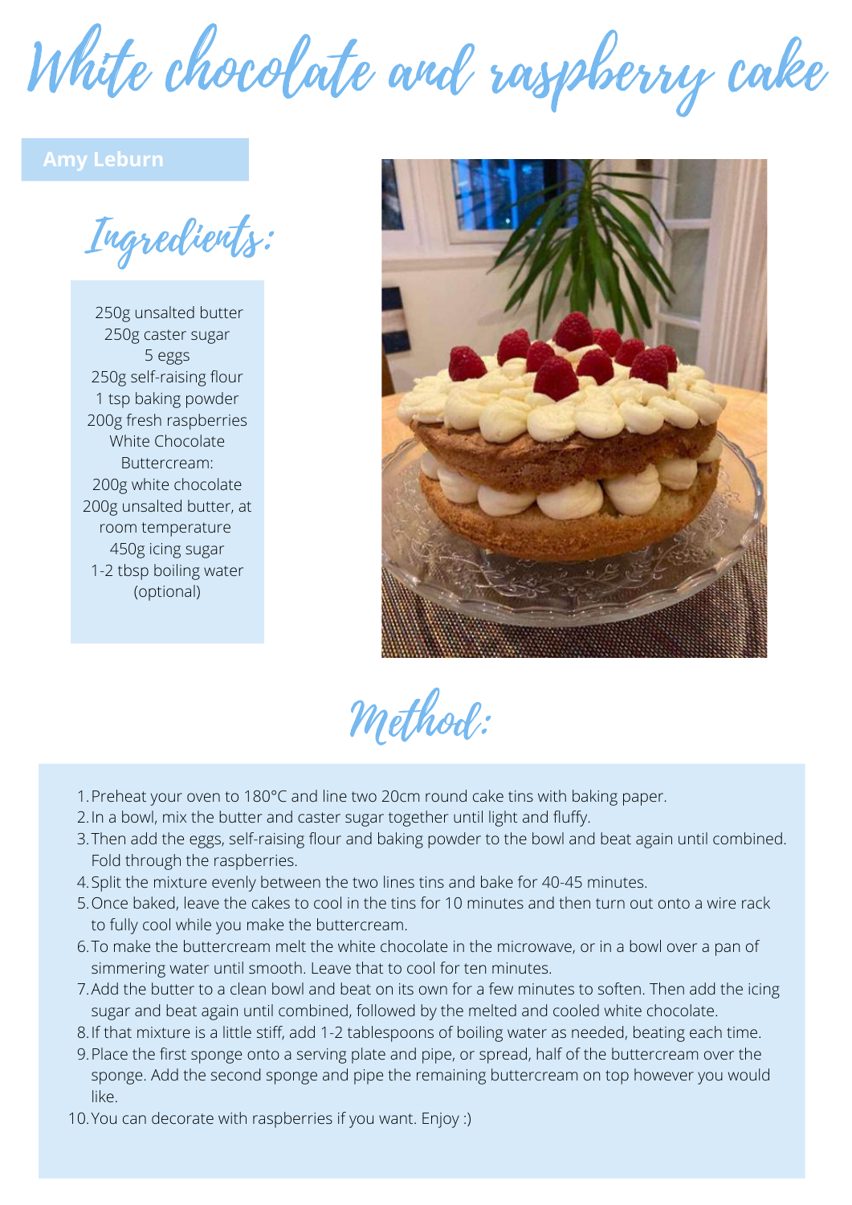# White chocolate and raspberry cake

**Amy Leburn**

## Ingredients:

250g unsalted butter
250g caster sugar
5 eggs
250g self-raising flour
1 tsp baking powder
200g fresh raspberries
White Chocolate Buttercream:
200g white chocolate
200g unsalted butter, at room temperature
450g icing sugar
1-2 tbsp boiling water (optional)

## Method:

1. Preheat your oven to 180°C and line two 20cm round cake tins with baking paper.
2. In a bowl, mix the butter and caster sugar together until light and fluffy.
3. Then add the eggs, self-raising flour and baking powder to the bowl and beat again until combined. Fold through the raspberries.
4. Split the mixture evenly between the two lines tins and bake for 40-45 minutes.
5. Once baked, leave the cakes to cool in the tins for 10 minutes and then turn out onto a wire rack to fully cool while you make the buttercream.
6. To make the buttercream melt the white chocolate in the microwave, or in a bowl over a pan of simmering water until smooth. Leave that to cool for ten minutes.
7. Add the butter to a clean bowl and beat on its own for a few minutes to soften. Then add the icing sugar and beat again until combined, followed by the melted and cooled white chocolate.
8. If that mixture is a little stiff, add 1-2 tablespoons of boiling water as needed, beating each time.
9. Place the first sponge onto a serving plate and pipe, or spread, half of the buttercream over the sponge. Add the second sponge and pipe the remaining buttercream on top however you would like.
10. You can decorate with raspberries if you want. Enjoy :)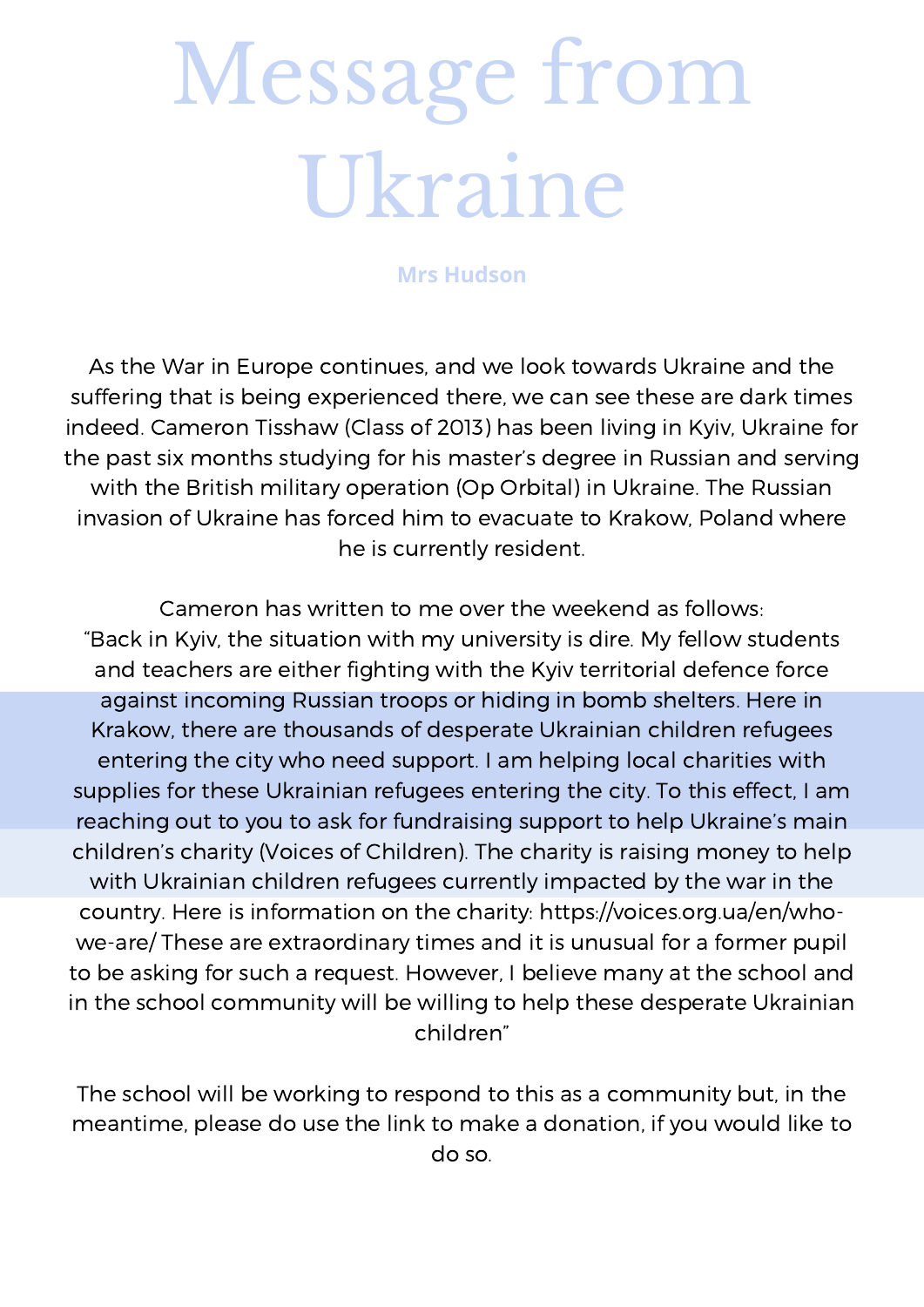# Message from Ukraine

**Mrs Hudson**

As the War in Europe continues, and we look towards Ukraine and the suffering that is being experienced there, we can see these are dark times indeed. Cameron Tisshaw (Class of 2013) has been living in Kyiv, Ukraine for the past six months studying for his master's degree in Russian and serving with the British military operation (Op Orbital) in Ukraine. The Russian invasion of Ukraine has forced him to evacuate to Krakow, Poland where he is currently resident.

Cameron has written to me over the weekend as follows:
"Back in Kyiv, the situation with my university is dire. My fellow students and teachers are either fighting with the Kyiv territorial defence force against incoming Russian troops or hiding in bomb shelters. Here in Krakow, there are thousands of desperate Ukrainian children refugees entering the city who need support. I am helping local charities with supplies for these Ukrainian refugees entering the city. To this effect, I am reaching out to you to ask for fundraising support to help Ukraine's main children's charity (Voices of Children). The charity is raising money to help with Ukrainian children refugees currently impacted by the war in the country. Here is information on the charity: https://voices.org.ua/en/who-we-are/ These are extraordinary times and it is unusual for a former pupil to be asking for such a request. However, I believe many at the school and in the school community will be willing to help these desperate Ukrainian children"

The school will be working to respond to this as a community but, in the meantime, please do use the link to make a donation, if you would like to do so.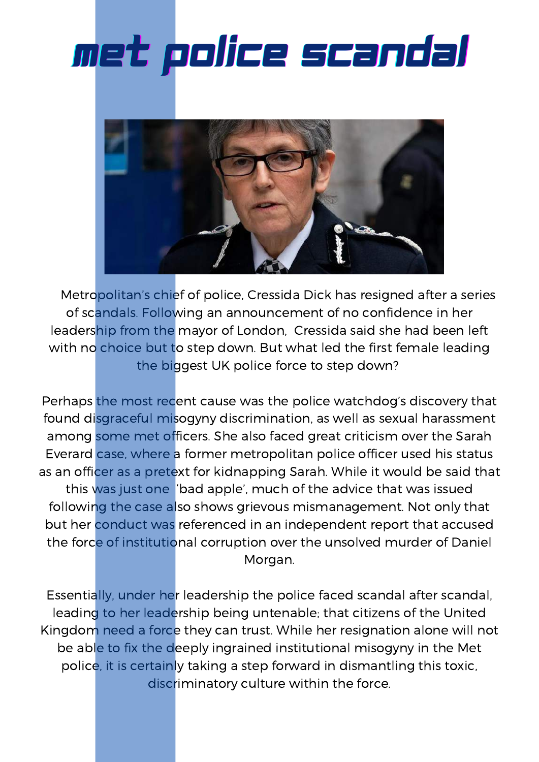# met police scandal

Metropolitan's chief of police, Cressida Dick has resigned after a series of scandals. Following an announcement of no confidence in her leadership from the mayor of London,  Cressida said she had been left with no choice but to step down. But what led the first female leading the biggest UK police force to step down?

Perhaps the most recent cause was the police watchdog's discovery that found disgraceful misogyny discrimination, as well as sexual harassment among some met officers. She also faced great criticism over the Sarah Everard case, where a former metropolitan police officer used his status as an officer as a pretext for kidnapping Sarah. While it would be said that this was just one  'bad apple', much of the advice that was issued following the case also shows grievous mismanagement. Not only that but her conduct was referenced in an independent report that accused the force of institutional corruption over the unsolved murder of Daniel Morgan.

Essentially, under her leadership the police faced scandal after scandal, leading to her leadership being untenable; that citizens of the United Kingdom need a force they can trust. While her resignation alone will not be able to fix the deeply ingrained institutional misogyny in the Met police, it is certainly taking a step forward in dismantling this toxic, discriminatory culture within the force.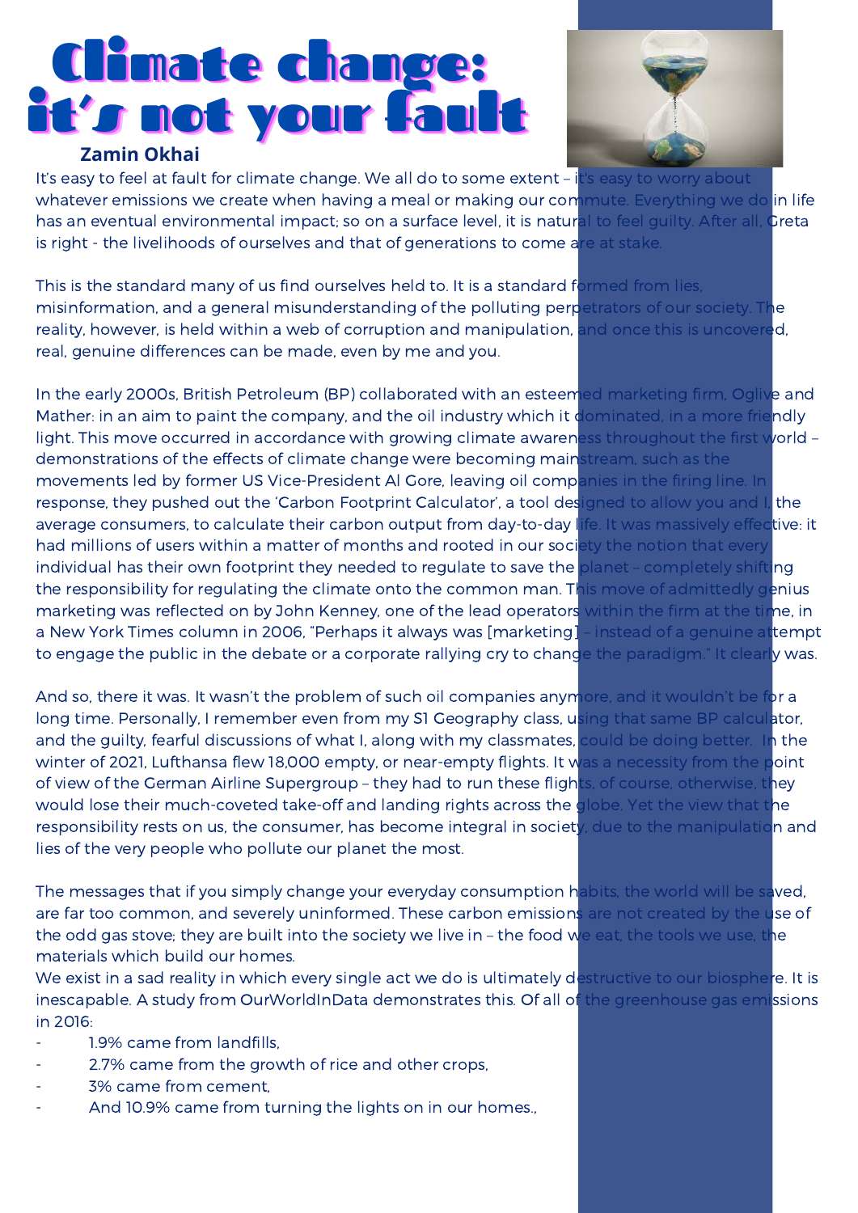# Climate change: it's not your fault

**Zamin Okhai**

It's easy to feel at fault for climate change. We all do to some extent – it's easy to worry about whatever emissions we create when having a meal or making our commute. Everything we do in life has an eventual environmental impact; so on a surface level, it is natural to feel guilty. After all, Greta is right - the livelihoods of ourselves and that of generations to come are at stake.

This is the standard many of us find ourselves held to. It is a standard formed from lies, misinformation, and a general misunderstanding of the polluting perpetrators of our society. The reality, however, is held within a web of corruption and manipulation, and once this is uncovered, real, genuine differences can be made, even by me and you.

In the early 2000s, British Petroleum (BP) collaborated with an esteemed marketing firm, Oglive and Mather: in an aim to paint the company, and the oil industry which it dominated, in a more friendly light. This move occurred in accordance with growing climate awareness throughout the first world – demonstrations of the effects of climate change were becoming mainstream, such as the movements led by former US Vice-President Al Gore, leaving oil companies in the firing line. In response, they pushed out the 'Carbon Footprint Calculator', a tool designed to allow you and I, the average consumers, to calculate their carbon output from day-to-day life. It was massively effective: it had millions of users within a matter of months and rooted in our society the notion that every individual has their own footprint they needed to regulate to save the planet – completely shifting the responsibility for regulating the climate onto the common man. This move of admittedly genius marketing was reflected on by John Kenney, one of the lead operators within the firm at the time, in a New York Times column in 2006, "Perhaps it always was [marketing] – instead of a genuine attempt to engage the public in the debate or a corporate rallying cry to change the paradigm." It clearly was.

And so, there it was. It wasn't the problem of such oil companies anymore, and it wouldn't be for a long time. Personally, I remember even from my S1 Geography class, using that same BP calculator, and the guilty, fearful discussions of what I, along with my classmates, could be doing better. In the winter of 2021, Lufthansa flew 18,000 empty, or near-empty flights. It was a necessity from the point of view of the German Airline Supergroup – they had to run these flights, of course, otherwise, they would lose their much-coveted take-off and landing rights across the globe. Yet the view that the responsibility rests on us, the consumer, has become integral in society, due to the manipulation and lies of the very people who pollute our planet the most.

The messages that if you simply change your everyday consumption habits, the world will be saved, are far too common, and severely uninformed. These carbon emissions are not created by the use of the odd gas stove; they are built into the society we live in – the food we eat, the tools we use, the materials which build our homes.

We exist in a sad reality in which every single act we do is ultimately destructive to our biosphere. It is inescapable. A study from OurWorldInData demonstrates this. Of all of the greenhouse gas emissions in 2016:

- 1.9% came from landfills,
- 2.7% came from the growth of rice and other crops,
- 3% came from cement,
- And 10.9% came from turning the lights on in our homes.,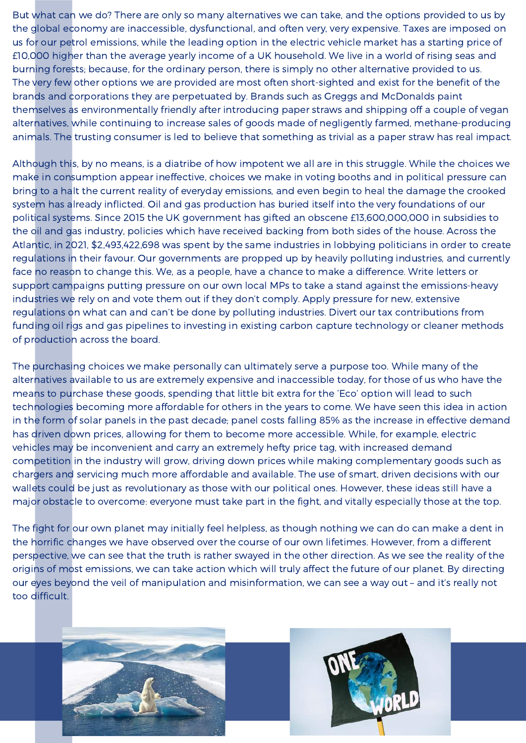But what can we do? There are only so many alternatives we can take, and the options provided to us by the global economy are inaccessible, dysfunctional, and often very, very expensive. Taxes are imposed on us for our petrol emissions, while the leading option in the electric vehicle market has a starting price of £10,000 higher than the average yearly income of a UK household. We live in a world of rising seas and burning forests; because, for the ordinary person, there is simply no other alternative provided to us. The very few other options we are provided are most often short-sighted and exist for the benefit of the brands and corporations they are perpetuated by. Brands such as Greggs and McDonalds paint themselves as environmentally friendly after introducing paper straws and shipping off a couple of vegan alternatives, while continuing to increase sales of goods made of negligently farmed, methane-producing animals. The trusting consumer is led to believe that something as trivial as a paper straw has real impact.

Although this, by no means, is a diatribe of how impotent we all are in this struggle. While the choices we make in consumption appear ineffective, choices we make in voting booths and in political pressure can bring to a halt the current reality of everyday emissions, and even begin to heal the damage the crooked system has already inflicted. Oil and gas production has buried itself into the very foundations of our political systems. Since 2015 the UK government has gifted an obscene £13,600,000,000 in subsidies to the oil and gas industry, policies which have received backing from both sides of the house. Across the Atlantic, in 2021, $2,493,422,698 was spent by the same industries in lobbying politicians in order to create regulations in their favour. Our governments are propped up by heavily polluting industries, and currently face no reason to change this. We, as a people, have a chance to make a difference. Write letters or support campaigns putting pressure on our own local MPs to take a stand against the emissions-heavy industries we rely on and vote them out if they don't comply. Apply pressure for new, extensive regulations on what can and can't be done by polluting industries. Divert our tax contributions from funding oil rigs and gas pipelines to investing in existing carbon capture technology or cleaner methods of production across the board.

The purchasing choices we make personally can ultimately serve a purpose too. While many of the alternatives available to us are extremely expensive and inaccessible today, for those of us who have the means to purchase these goods, spending that little bit extra for the 'Eco' option will lead to such technologies becoming more affordable for others in the years to come. We have seen this idea in action in the form of solar panels in the past decade; panel costs falling 85% as the increase in effective demand has driven down prices, allowing for them to become more accessible. While, for example, electric vehicles may be inconvenient and carry an extremely hefty price tag, with increased demand competition in the industry will grow, driving down prices while making complementary goods such as chargers and servicing much more affordable and available. The use of smart, driven decisions with our wallets could be just as revolutionary as those with our political ones. However, these ideas still have a major obstacle to overcome: everyone must take part in the fight, and vitally especially those at the top.

The fight for our own planet may initially feel helpless, as though nothing we can do can make a dent in the horrific changes we have observed over the course of our own lifetimes. However, from a different perspective, we can see that the truth is rather swayed in the other direction. As we see the reality of the origins of most emissions, we can take action which will truly affect the future of our planet. By directing our eyes beyond the veil of manipulation and misinformation, we can see a way out – and it's really not too difficult.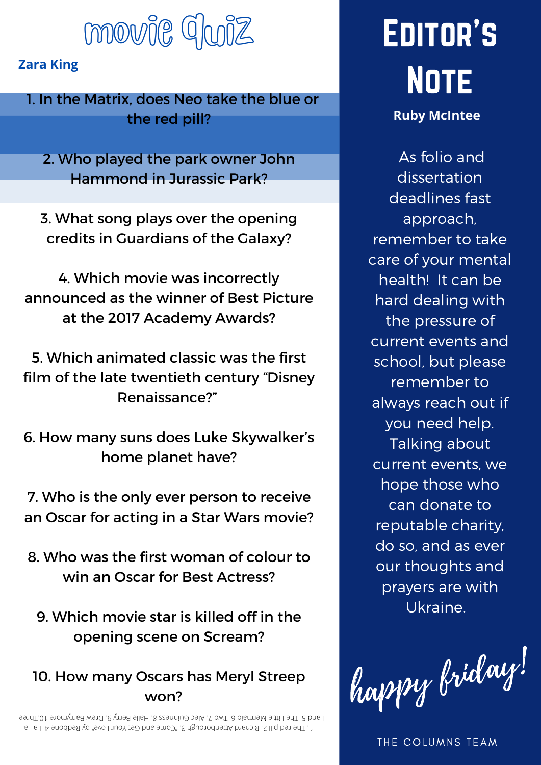# movie quiz

**Zara King**

1. In the Matrix, does Neo take the blue or the red pill?

2. Who played the park owner John Hammond in Jurassic Park?

3. What song plays over the opening credits in Guardians of the Galaxy?

4. Which movie was incorrectly announced as the winner of Best Picture at the 2017 Academy Awards?

5. Which animated classic was the first film of the late twentieth century "Disney Renaissance?"

6. How many suns does Luke Skywalker's home planet have?

7. Who is the only ever person to receive an Oscar for acting in a Star Wars movie?

8. Who was the first woman of colour to win an Oscar for Best Actress?

9. Which movie star is killed off in the opening scene on Scream?

10. How many Oscars has Meryl Streep won?

1. The red pill 2. Richard Attenborough 3. "Come and Get Your Love" by Redbone 4. La La Land 5. The Little Mermaid 6. Two 7. Alec Guinness 8. Halle Berry 9. Drew Barrymore 10.Three

# Editor's Note

**Ruby McIntee**

As folio and dissertation deadlines fast approach, remember to take care of your mental health! It can be hard dealing with the pressure of current events and school, but please remember to always reach out if you need help. Talking about current events, we hope those who can donate to reputable charity, do so, and as ever our thoughts and prayers are with Ukraine.

happy friday!

THE COLUMNS TEAM